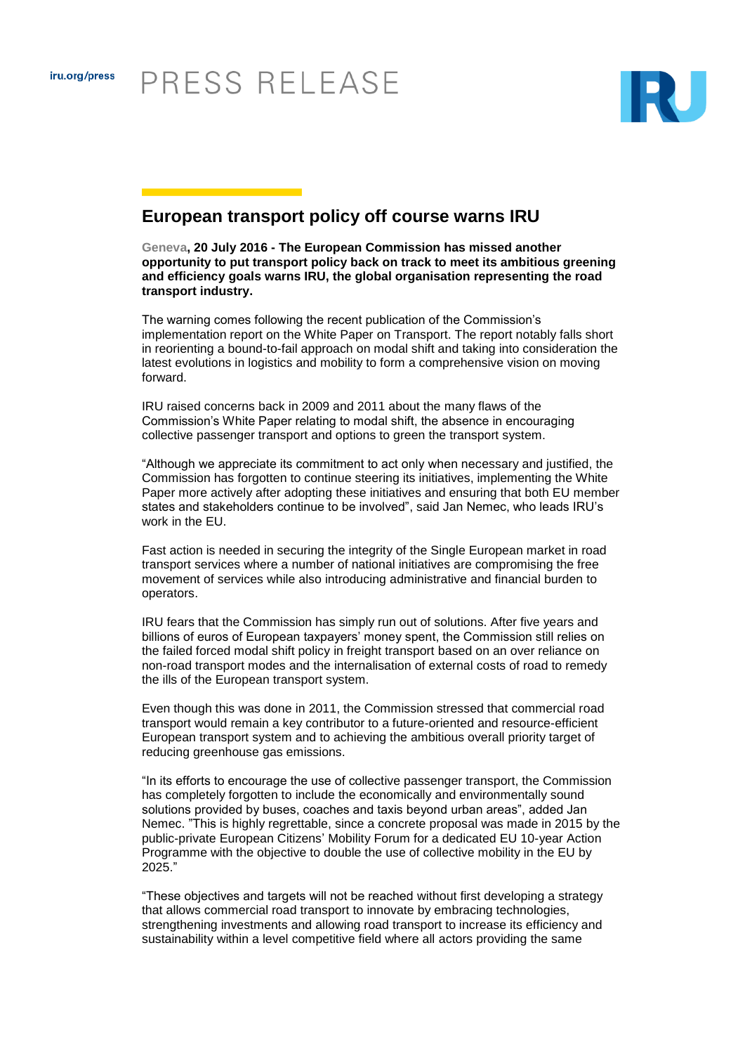PRESS RELEASE

# European transport policy off course warns IRU

**Geneva, 20 July 2016 - The European Commission has missed another opportunity to put transport policy back on track to meet its ambitious greening and efficiency goals warns IRU, the global organisation representing the road transport industry.**

The warning comes following the recent publication of the Commission's implementation report on the White Paper on Transport. The report notably falls short in reorienting a bound-to-fail approach on modal shift and taking into consideration the latest evolutions in logistics and mobility to form a comprehensive vision on moving forward.

IRU raised concerns back in 2009 and 2011 about the many flaws of the Commission's White Paper relating to modal shift, the absence in encouraging collective passenger transport and options to green the transport system.

"Although we appreciate its commitment to act only when necessary and justified, the Commission has forgotten to continue steering its initiatives, implementing the White Paper more actively after adopting these initiatives and ensuring that both EU member states and stakeholders continue to be involved", said Jan Nemec, who leads IRU's work in the EU.

Fast action is needed in securing the integrity of the Single European market in road transport services where a number of national initiatives are compromising the free movement of services while also introducing administrative and financial burden to operators.

IRU fears that the Commission has simply run out of solutions. After five years and billions of euros of European taxpayers' money spent, the Commission still relies on the failed forced modal shift policy in freight transport based on an over reliance on non-road transport modes and the internalisation of external costs of road to remedy the ills of the European transport system.

Even though this was done in 2011, the Commission stressed that commercial road transport would remain a key contributor to a future-oriented and resource-efficient European transport system and to achieving the ambitious overall priority target of reducing greenhouse gas emissions.

"In its efforts to encourage the use of collective passenger transport, the Commission has completely forgotten to include the economically and environmentally sound solutions provided by buses, coaches and taxis beyond urban areas", added Jan Nemec. "This is highly regrettable, since a concrete proposal was made in 2015 by the public-private European Citizens' Mobility Forum for a dedicated EU 10-year Action Programme with the objective to double the use of collective mobility in the EU by 2025."

"These objectives and targets will not be reached without first developing a strategy that allows commercial road transport to innovate by embracing technologies, strengthening investments and allowing road transport to increase its efficiency and sustainability within a level competitive field where all actors providing the same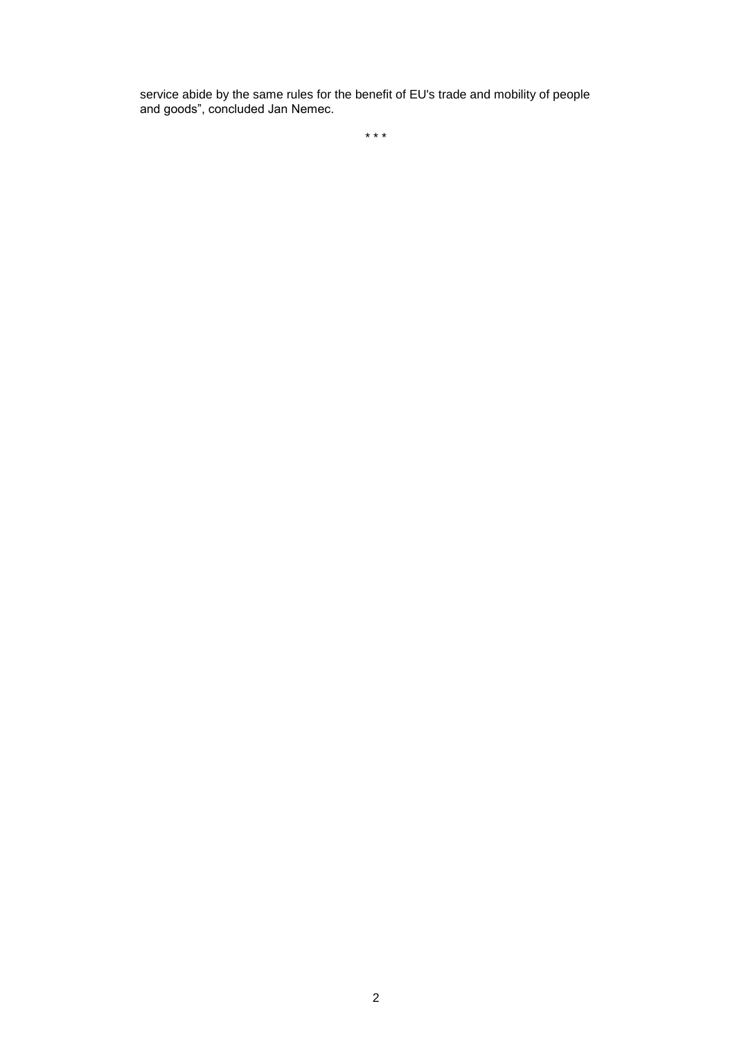service abide by the same rules for the benefit of EU's trade and mobility of people and goods", concluded Jan Nemec.

* * *